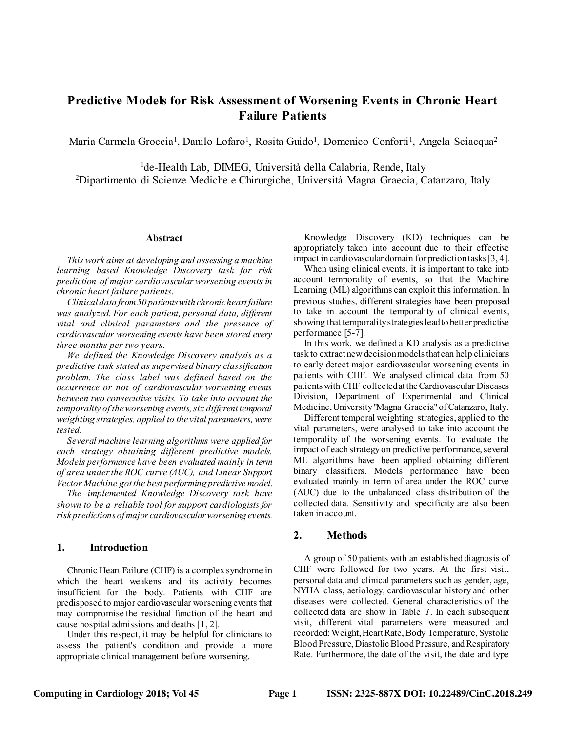# Predictive Models for Risk Assessment of Worsening Events in Chronic Heart Failure Patients

Maria Carmela Groccia[1], Danilo Lofaro[1], Rosita Guido[1], Domenico Conforti[1], Angela Sciacqua[2]

[1]de-Health Lab, DIMEG, Università della Calabria, Rende, Italy
[2]Dipartimento di Scienze Mediche e Chirurgiche, Università Magna Graecia, Catanzaro, Italy

### Abstract

*This work aims at developing and assessing a machine learning based Knowledge Discovery task for risk prediction of major cardiovascular worsening events in chronic heart failure patients.*

*Clinical data from 50 patients with chronic heart failure was analyzed. For each patient, personal data, different vital and clinical parameters and the presence of cardiovascular worsening events have been stored every three months per two years.*

*We defined the Knowledge Discovery analysis as a predictive task stated as supervised binary classification problem. The class label was defined based on the occurrence or not of cardiovascular worsening events between two consecutive visits. To take into account the temporality of the worsening events, six different temporal weighting strategies, applied to the vital parameters, were tested.*

*Several machine learning algorithms were applied for each strategy obtaining different predictive models. Models performance have been evaluated mainly in term of area under the ROC curve (AUC), and Linear Support Vector Machine got the best performing predictive model.*

*The implemented Knowledge Discovery task have shown to be a reliable tool for support cardiologists for risk predictions of major cardiovascular worsening events.*

## 1. Introduction

Chronic Heart Failure (CHF) is a complex syndrome in which the heart weakens and its activity becomes insufficient for the body. Patients with CHF are predisposed to major cardiovascular worsening events that may compromise the residual function of the heart and cause hospital admissions and deaths [1, 2].

Under this respect, it may be helpful for clinicians to assess the patient's condition and provide a more appropriate clinical management before worsening.

Knowledge Discovery (KD) techniques can be appropriately taken into account due to their effective impact in cardiovascular domain for prediction tasks [3, 4].

When using clinical events, it is important to take into account temporality of events, so that the Machine Learning (ML) algorithms can exploit this information. In previous studies, different strategies have been proposed to take in account the temporality of clinical events, showing that temporality strategies lead to better predictive performance [5-7].

In this work, we defined a KD analysis as a predictive task to extract new decision models that can help clinicians to early detect major cardiovascular worsening events in patients with CHF. We analysed clinical data from 50 patients with CHF collected at the Cardiovascular Diseases Division, Department of Experimental and Clinical Medicine, University "Magna Graecia" of Catanzaro, Italy.

Different temporal weighting strategies, applied to the vital parameters, were analysed to take into account the temporality of the worsening events. To evaluate the impact of each strategy on predictive performance, several ML algorithms have been applied obtaining different binary classifiers. Models performance have been evaluated mainly in term of area under the ROC curve (AUC) due to the unbalanced class distribution of the collected data. Sensitivity and specificity are also been taken in account.

## 2. Methods

A group of 50 patients with an established diagnosis of CHF were followed for two years. At the first visit, personal data and clinical parameters such as gender, age, NYHA class, aetiology, cardiovascular history and other diseases were collected. General characteristics of the collected data are show in Table *1*. In each subsequent visit, different vital parameters were measured and recorded: Weight, Heart Rate, Body Temperature, Systolic Blood Pressure, Diastolic Blood Pressure, and Respiratory Rate. Furthermore, the date of the visit, the date and type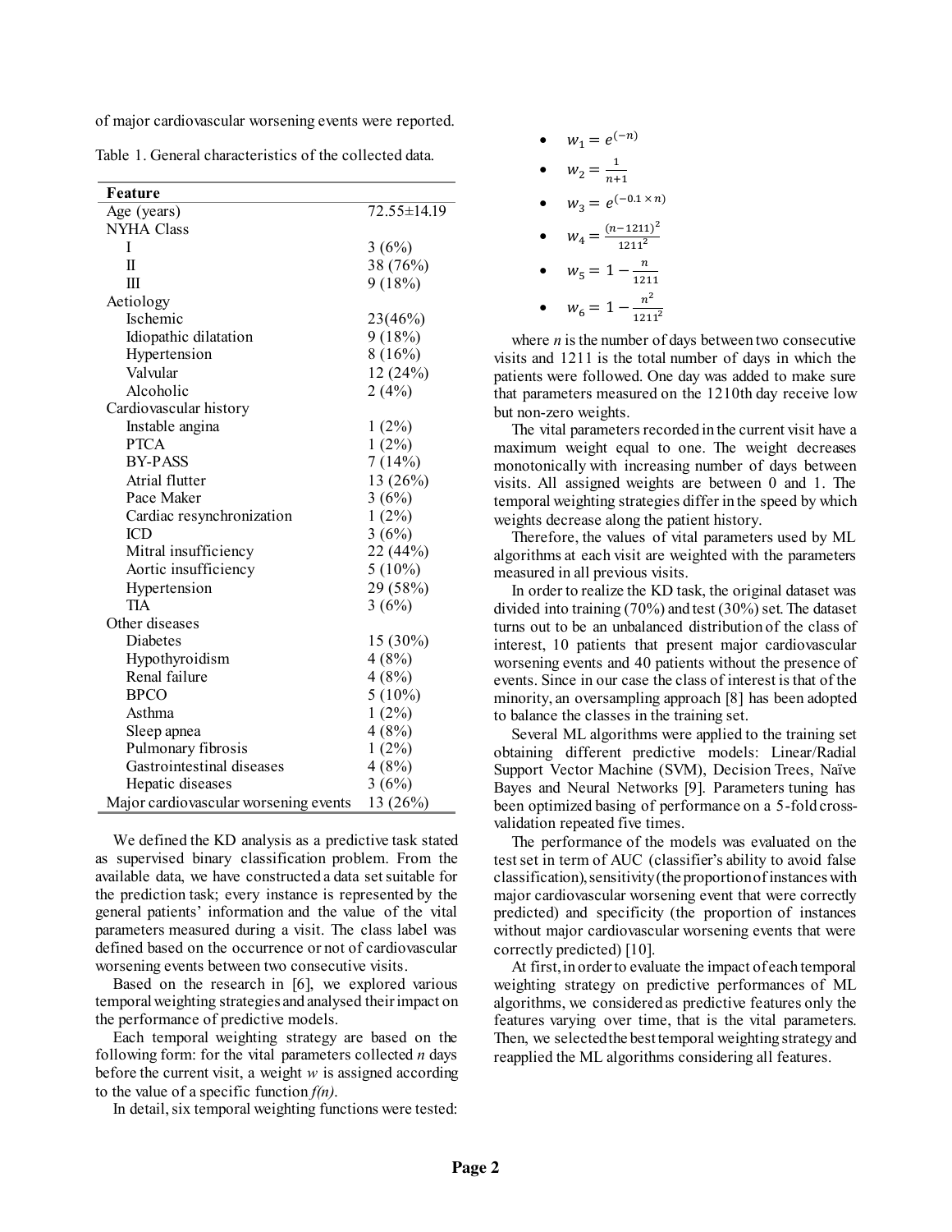of major cardiovascular worsening events were reported.

Table 1. General characteristics of the collected data.

| Feature | |
|---|---|
| Age (years) | 72.55±14.19 |
| NYHA Class | |
| I | 3 (6%) |
| II | 38 (76%) |
| III | 9 (18%) |
| Aetiology | |
| Ischemic | 23(46%) |
| Idiopathic dilatation | 9 (18%) |
| Hypertension | 8 (16%) |
| Valvular | 12 (24%) |
| Alcoholic | 2 (4%) |
| Cardiovascular history | |
| Instable angina | 1 (2%) |
| PTCA | 1 (2%) |
| BY-PASS | 7 (14%) |
| Atrial flutter | 13 (26%) |
| Pace Maker | 3 (6%) |
| Cardiac resynchronization | 1 (2%) |
| ICD | 3 (6%) |
| Mitral insufficiency | 22 (44%) |
| Aortic insufficiency | 5 (10%) |
| Hypertension | 29 (58%) |
| TIA | 3 (6%) |
| Other diseases | |
| Diabetes | 15 (30%) |
| Hypothyroidism | 4 (8%) |
| Renal failure | 4 (8%) |
| BPCO | 5 (10%) |
| Asthma | 1 (2%) |
| Sleep apnea | 4 (8%) |
| Pulmonary fibrosis | 1 (2%) |
| Gastrointestinal diseases | 4 (8%) |
| Hepatic diseases | 3 (6%) |
| Major cardiovascular worsening events | 13 (26%) |

We defined the KD analysis as a predictive task stated as supervised binary classification problem. From the available data, we have constructed a data set suitable for the prediction task; every instance is represented by the general patients' information and the value of the vital parameters measured during a visit. The class label was defined based on the occurrence or not of cardiovascular worsening events between two consecutive visits.

Based on the research in [6], we explored various temporal weighting strategies and analysed their impact on the performance of predictive models.

Each temporal weighting strategy are based on the following form: for the vital parameters collected *n* days before the current visit, a weight *w* is assigned according to the value of a specific function *f(n)*.

In detail, six temporal weighting functions were tested:

- $w_1 = e^{(-n)}$
- $w_2 = \frac{1}{n+1}$
- $w_3 = e^{(-0.1 \times n)}$
- $w_4 = \frac{(n-1211)^2}{1211^2}$
- $w_5 = 1 - \frac{n}{1211}$
- $w_6 = 1 - \frac{n^2}{1211^2}$

where *n* is the number of days between two consecutive visits and 1211 is the total number of days in which the patients were followed. One day was added to make sure that parameters measured on the 1210th day receive low but non-zero weights.

The vital parameters recorded in the current visit have a maximum weight equal to one. The weight decreases monotonically with increasing number of days between visits. All assigned weights are between 0 and 1. The temporal weighting strategies differ in the speed by which weights decrease along the patient history.

Therefore, the values of vital parameters used by ML algorithms at each visit are weighted with the parameters measured in all previous visits.

In order to realize the KD task, the original dataset was divided into training (70%) and test (30%) set. The dataset turns out to be an unbalanced distribution of the class of interest, 10 patients that present major cardiovascular worsening events and 40 patients without the presence of events. Since in our case the class of interest is that of the minority, an oversampling approach [8] has been adopted to balance the classes in the training set.

Several ML algorithms were applied to the training set obtaining different predictive models: Linear/Radial Support Vector Machine (SVM), Decision Trees, Naïve Bayes and Neural Networks [9]. Parameters tuning has been optimized basing of performance on a 5-fold cross-validation repeated five times.

The performance of the models was evaluated on the test set in term of AUC (classifier's ability to avoid false classification), sensitivity (the proportion of instances with major cardiovascular worsening event that were correctly predicted) and specificity (the proportion of instances without major cardiovascular worsening events that were correctly predicted) [10].

At first, in order to evaluate the impact of each temporal weighting strategy on predictive performances of ML algorithms, we considered as predictive features only the features varying over time, that is the vital parameters. Then, we selected the best temporal weighting strategy and reapplied the ML algorithms considering all features.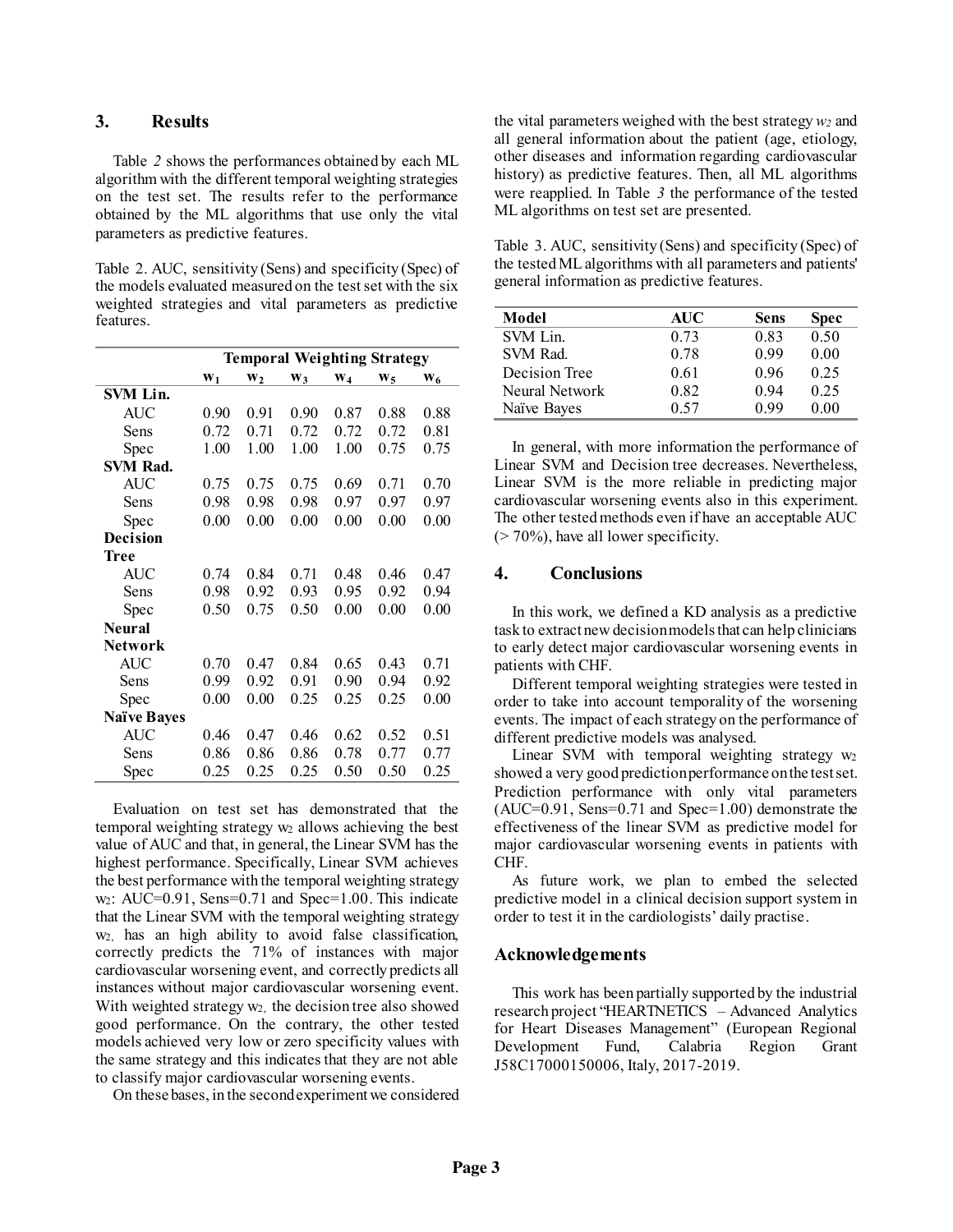## 3. Results

Table *2* shows the performances obtained by each ML algorithm with the different temporal weighting strategies on the test set. The results refer to the performance obtained by the ML algorithms that use only the vital parameters as predictive features.

Table 2. AUC, sensitivity (Sens) and specificity (Spec) of the models evaluated measured on the test set with the six weighted strategies and vital parameters as predictive features.

| | Temporal Weighting Strategy | | | | | |
|---|---|---|---|---|---|---|
| | $w_1$ | $w_2$ | $w_3$ | $w_4$ | $w_5$ | $w_6$ |
| **SVM Lin.** | | | | | | |
| AUC | 0.90 | 0.91 | 0.90 | 0.87 | 0.88 | 0.88 |
| Sens | 0.72 | 0.71 | 0.72 | 0.72 | 0.72 | 0.81 |
| Spec | 1.00 | 1.00 | 1.00 | 1.00 | 0.75 | 0.75 |
| **SVM Rad.** | | | | | | |
| AUC | 0.75 | 0.75 | 0.75 | 0.69 | 0.71 | 0.70 |
| Sens | 0.98 | 0.98 | 0.98 | 0.97 | 0.97 | 0.97 |
| Spec | 0.00 | 0.00 | 0.00 | 0.00 | 0.00 | 0.00 |
| **Decision Tree** | | | | | | |
| AUC | 0.74 | 0.84 | 0.71 | 0.48 | 0.46 | 0.47 |
| Sens | 0.98 | 0.92 | 0.93 | 0.95 | 0.92 | 0.94 |
| Spec | 0.50 | 0.75 | 0.50 | 0.00 | 0.00 | 0.00 |
| **Neural Network** | | | | | | |
| AUC | 0.70 | 0.47 | 0.84 | 0.65 | 0.43 | 0.71 |
| Sens | 0.99 | 0.92 | 0.91 | 0.90 | 0.94 | 0.92 |
| Spec | 0.00 | 0.00 | 0.25 | 0.25 | 0.25 | 0.00 |
| **Naïve Bayes** | | | | | | |
| AUC | 0.46 | 0.47 | 0.46 | 0.62 | 0.52 | 0.51 |
| Sens | 0.86 | 0.86 | 0.86 | 0.78 | 0.77 | 0.77 |
| Spec | 0.25 | 0.25 | 0.25 | 0.50 | 0.50 | 0.25 |

Evaluation on test set has demonstrated that the temporal weighting strategy $w_2$ allows achieving the best value of AUC and that, in general, the Linear SVM has the highest performance. Specifically, Linear SVM achieves the best performance with the temporal weighting strategy $w_2$: AUC=0.91, Sens=0.71 and Spec=1.00. This indicate that the Linear SVM with the temporal weighting strategy $w_2$, has an high ability to avoid false classification, correctly predicts the 71% of instances with major cardiovascular worsening event, and correctly predicts all instances without major cardiovascular worsening event. With weighted strategy $w_2$, the decision tree also showed good performance. On the contrary, the other tested models achieved very low or zero specificity values with the same strategy and this indicates that they are not able to classify major cardiovascular worsening events.

On these bases, in the second experiment we considered the vital parameters weighed with the best strategy $w_2$ and all general information about the patient (age, etiology, other diseases and information regarding cardiovascular history) as predictive features. Then, all ML algorithms were reapplied. In Table *3* the performance of the tested ML algorithms on test set are presented.

Table 3. AUC, sensitivity (Sens) and specificity (Spec) of the tested ML algorithms with all parameters and patients' general information as predictive features.

| Model | AUC | Sens | Spec |
|---|---|---|---|
| SVM Lin. | 0.73 | 0.83 | 0.50 |
| SVM Rad. | 0.78 | 0.99 | 0.00 |
| Decision Tree | 0.61 | 0.96 | 0.25 |
| Neural Network | 0.82 | 0.94 | 0.25 |
| Naïve Bayes | 0.57 | 0.99 | 0.00 |

In general, with more information the performance of Linear SVM and Decision tree decreases. Nevertheless, Linear SVM is the more reliable in predicting major cardiovascular worsening events also in this experiment. The other tested methods even if have an acceptable AUC (> 70%), have all lower specificity.

## 4. Conclusions

In this work, we defined a KD analysis as a predictive task to extract new decision models that can help clinicians to early detect major cardiovascular worsening events in patients with CHF.

Different temporal weighting strategies were tested in order to take into account temporality of the worsening events. The impact of each strategy on the performance of different predictive models was analysed.

Linear SVM with temporal weighting strategy $w_2$ showed a very good prediction performance on the test set. Prediction performance with only vital parameters (AUC=0.91, Sens=0.71 and Spec=1.00) demonstrate the effectiveness of the linear SVM as predictive model for major cardiovascular worsening events in patients with CHF.

As future work, we plan to embed the selected predictive model in a clinical decision support system in order to test it in the cardiologists' daily practise.

## Acknowledgements

This work has been partially supported by the industrial research project "HEARTNETICS – Advanced Analytics for Heart Diseases Management" (European Regional Development Fund, Calabria Region Grant J58C17000150006, Italy, 2017-2019.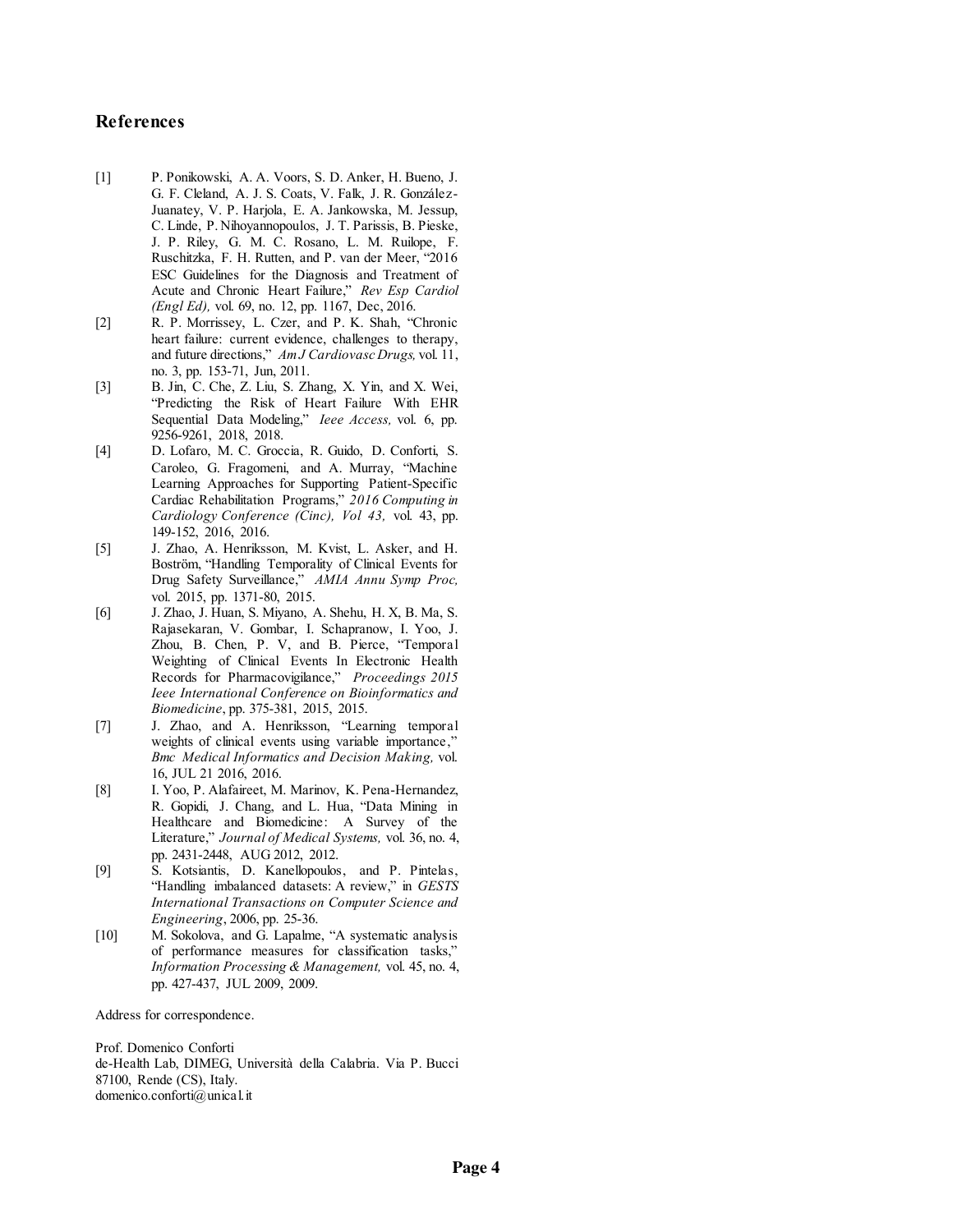## References

[1] P. Ponikowski, A. A. Voors, S. D. Anker, H. Bueno, J. G. F. Cleland, A. J. S. Coats, V. Falk, J. R. González-Juanatey, V. P. Harjola, E. A. Jankowska, M. Jessup, C. Linde, P. Nihoyannopoulos, J. T. Parissis, B. Pieske, J. P. Riley, G. M. C. Rosano, L. M. Ruilope, F. Ruschitzka, F. H. Rutten, and P. van der Meer, "2016 ESC Guidelines for the Diagnosis and Treatment of Acute and Chronic Heart Failure," *Rev Esp Cardiol (Engl Ed),* vol. 69, no. 12, pp. 1167, Dec, 2016.

[2] R. P. Morrissey, L. Czer, and P. K. Shah, "Chronic heart failure: current evidence, challenges to therapy, and future directions," *Am J Cardiovasc Drugs,* vol. 11, no. 3, pp. 153-71, Jun, 2011.

[3] B. Jin, C. Che, Z. Liu, S. Zhang, X. Yin, and X. Wei, "Predicting the Risk of Heart Failure With EHR Sequential Data Modeling," *Ieee Access,* vol. 6, pp. 9256-9261, 2018, 2018.

[4] D. Lofaro, M. C. Groccia, R. Guido, D. Conforti, S. Caroleo, G. Fragomeni, and A. Murray, "Machine Learning Approaches for Supporting Patient-Specific Cardiac Rehabilitation Programs," *2016 Computing in Cardiology Conference (Cinc), Vol 43,* vol. 43, pp. 149-152, 2016, 2016.

[5] J. Zhao, A. Henriksson, M. Kvist, L. Asker, and H. Boström, "Handling Temporality of Clinical Events for Drug Safety Surveillance," *AMIA Annu Symp Proc,* vol. 2015, pp. 1371-80, 2015.

[6] J. Zhao, J. Huan, S. Miyano, A. Shehu, H. X, B. Ma, S. Rajasekaran, V. Gombar, I. Schapranow, I. Yoo, J. Zhou, B. Chen, P. V, and B. Pierce, "Temporal Weighting of Clinical Events In Electronic Health Records for Pharmacovigilance," *Proceedings 2015 Ieee International Conference on Bioinformatics and Biomedicine*, pp. 375-381, 2015, 2015.

[7] J. Zhao, and A. Henriksson, "Learning temporal weights of clinical events using variable importance," *Bmc Medical Informatics and Decision Making,* vol. 16, JUL 21 2016, 2016.

[8] I. Yoo, P. Alafaireet, M. Marinov, K. Pena-Hernandez, R. Gopidi, J. Chang, and L. Hua, "Data Mining in Healthcare and Biomedicine: A Survey of the Literature," *Journal of Medical Systems,* vol. 36, no. 4, pp. 2431-2448, AUG 2012, 2012.

[9] S. Kotsiantis, D. Kanellopoulos, and P. Pintelas, "Handling imbalanced datasets: A review," in *GESTS International Transactions on Computer Science and Engineering*, 2006, pp. 25-36.

[10] M. Sokolova, and G. Lapalme, "A systematic analysis of performance measures for classification tasks," *Information Processing & Management,* vol. 45, no. 4, pp. 427-437, JUL 2009, 2009.

Address for correspondence.

Prof. Domenico Conforti
de-Health Lab, DIMEG, Università della Calabria. Via P. Bucci 87100, Rende (CS), Italy.
domenico.conforti@unical.it